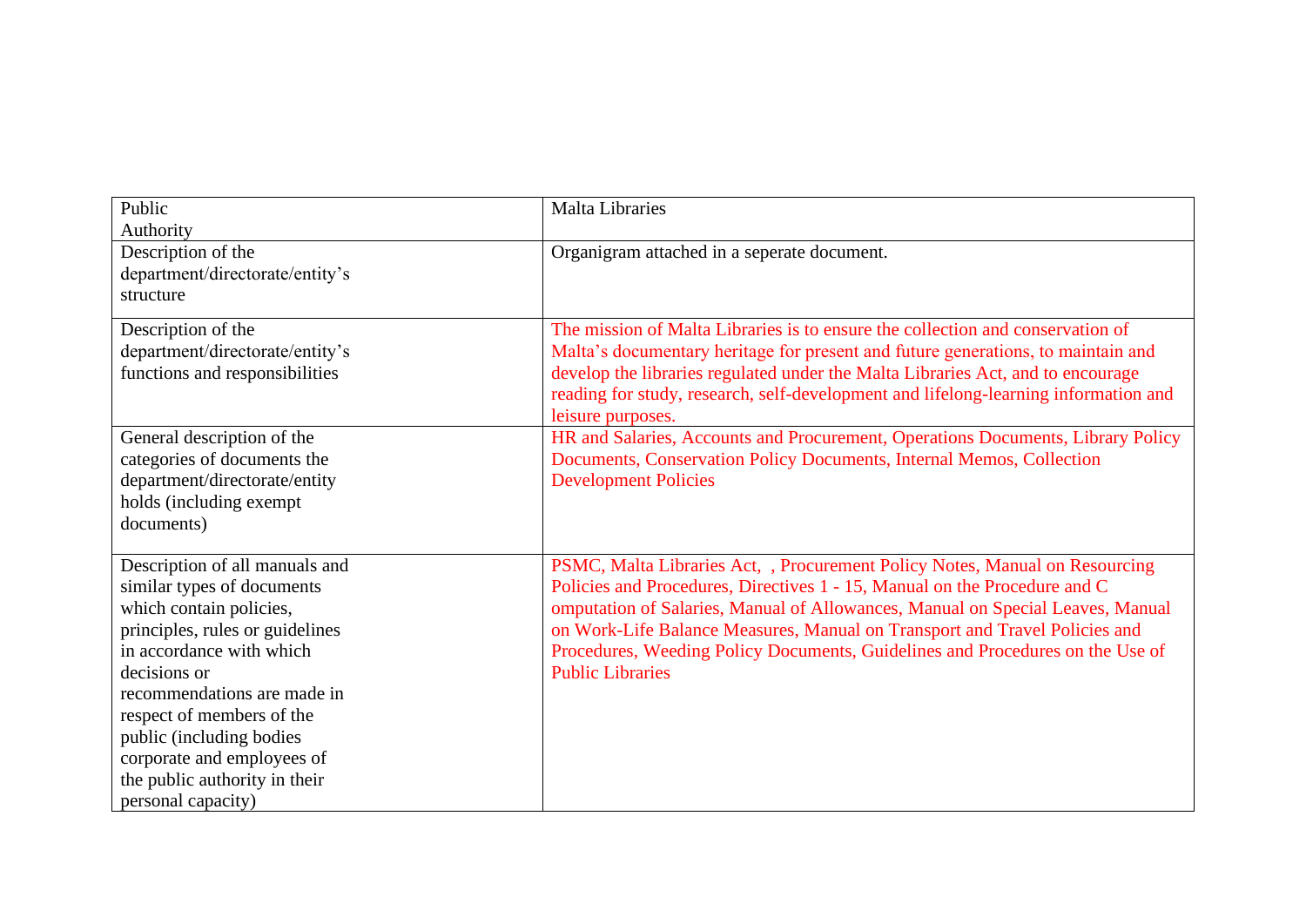| Public Authority | Malta Libraries |
|---|---|
| Description of the department/directorate/entity's structure | Organigram attached in a seperate document. |
| Description of the department/directorate/entity's functions and responsibilities | The mission of Malta Libraries is to ensure the collection and conservation of Malta's documentary heritage for present and future generations, to maintain and develop the libraries regulated under the Malta Libraries Act, and to encourage reading for study, research, self-development and lifelong-learning information and leisure purposes. |
| General description of the categories of documents the department/directorate/entity holds (including exempt documents) | HR and Salaries, Accounts and Procurement, Operations Documents, Library Policy Documents, Conservation Policy Documents, Internal Memos, Collection Development Policies |
| Description of all manuals and similar types of documents which contain policies, principles, rules or guidelines in accordance with which decisions or recommendations are made in respect of members of the public (including bodies corporate and employees of the public authority in their personal capacity) | PSMC, Malta Libraries Act, , Procurement Policy Notes, Manual on Resourcing Policies and Procedures, Directives 1 - 15, Manual on the Procedure and C omputation of Salaries, Manual of Allowances, Manual on Special Leaves, Manual on Work-Life Balance Measures, Manual on Transport and Travel Policies and Procedures, Weeding Policy Documents, Guidelines and Procedures on the Use of Public Libraries |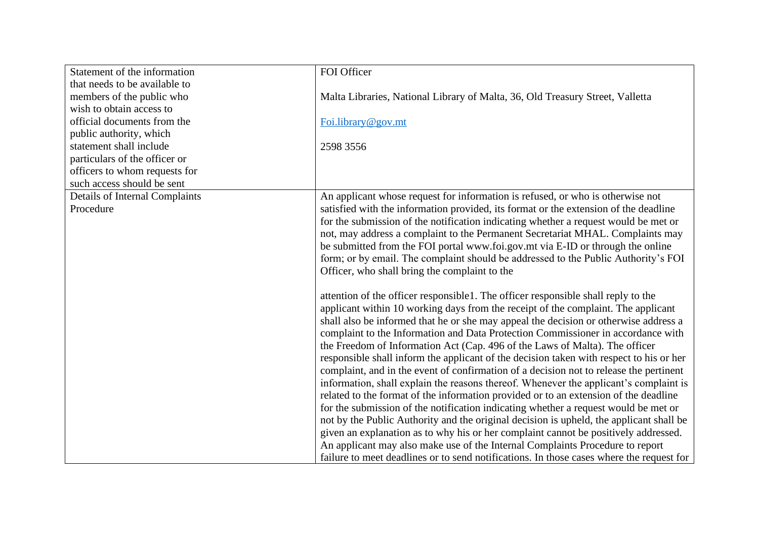| | |
|---|---|
| Statement of the information that needs to be available to members of the public who wish to obtain access to official documents from the public authority, which statement shall include particulars of the officer or officers to whom requests for such access should be sent | FOI Officer<br><br>Malta Libraries, National Library of Malta, 36, Old Treasury Street, Valletta<br><br>Foi.library@gov.mt<br><br>2598 3556 |
| Details of Internal Complaints Procedure | An applicant whose request for information is refused, or who is otherwise not satisfied with the information provided, its format or the extension of the deadline for the submission of the notification indicating whether a request would be met or not, may address a complaint to the Permanent Secretariat MHAL. Complaints may be submitted from the FOI portal www.foi.gov.mt via E-ID or through the online form; or by email. The complaint should be addressed to the Public Authority's FOI Officer, who shall bring the complaint to the<br><br>attention of the officer responsible[1]. The officer responsible shall reply to the applicant within 10 working days from the receipt of the complaint. The applicant shall also be informed that he or she may appeal the decision or otherwise address a complaint to the Information and Data Protection Commissioner in accordance with the Freedom of Information Act (Cap. 496 of the Laws of Malta). The officer responsible shall inform the applicant of the decision taken with respect to his or her complaint, and in the event of confirmation of a decision not to release the pertinent information, shall explain the reasons thereof. Whenever the applicant's complaint is related to the format of the information provided or to an extension of the deadline for the submission of the notification indicating whether a request would be met or not by the Public Authority and the original decision is upheld, the applicant shall be given an explanation as to why his or her complaint cannot be positively addressed. An applicant may also make use of the Internal Complaints Procedure to report failure to meet deadlines or to send notifications. In those cases where the request for |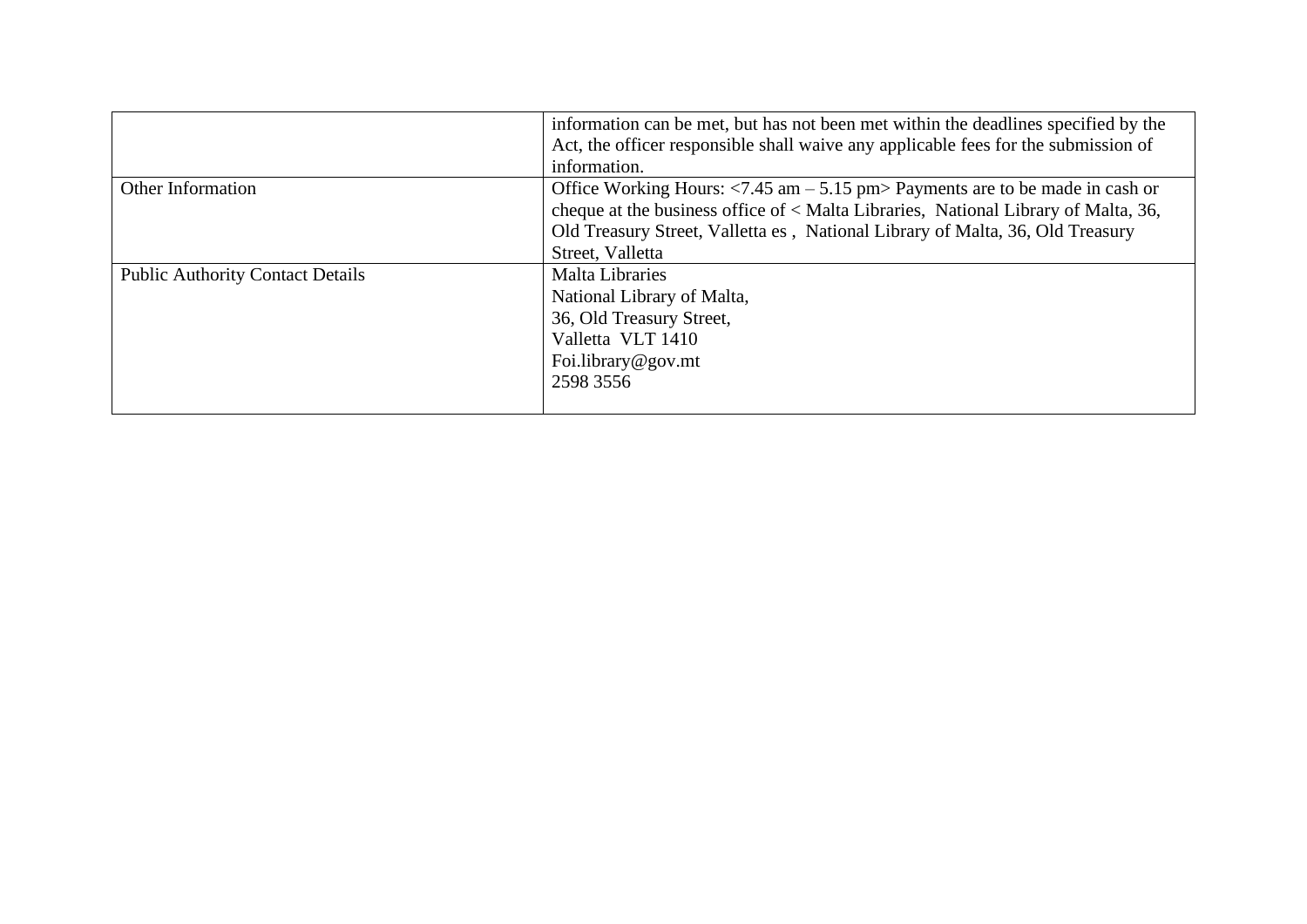| | |
|---|---|
| | information can be met, but has not been met within the deadlines specified by the Act, the officer responsible shall waive any applicable fees for the submission of information. |
| Other Information | Office Working Hours: <7.45 am – 5.15 pm> Payments are to be made in cash or cheque at the business office of < Malta Libraries, National Library of Malta, 36, Old Treasury Street, Valletta es , National Library of Malta, 36, Old Treasury Street, Valletta |
| Public Authority Contact Details | Malta Libraries<br>National Library of Malta,<br>36, Old Treasury Street,<br>Valletta VLT 1410<br>Foi.library@gov.mt<br>2598 3556 |